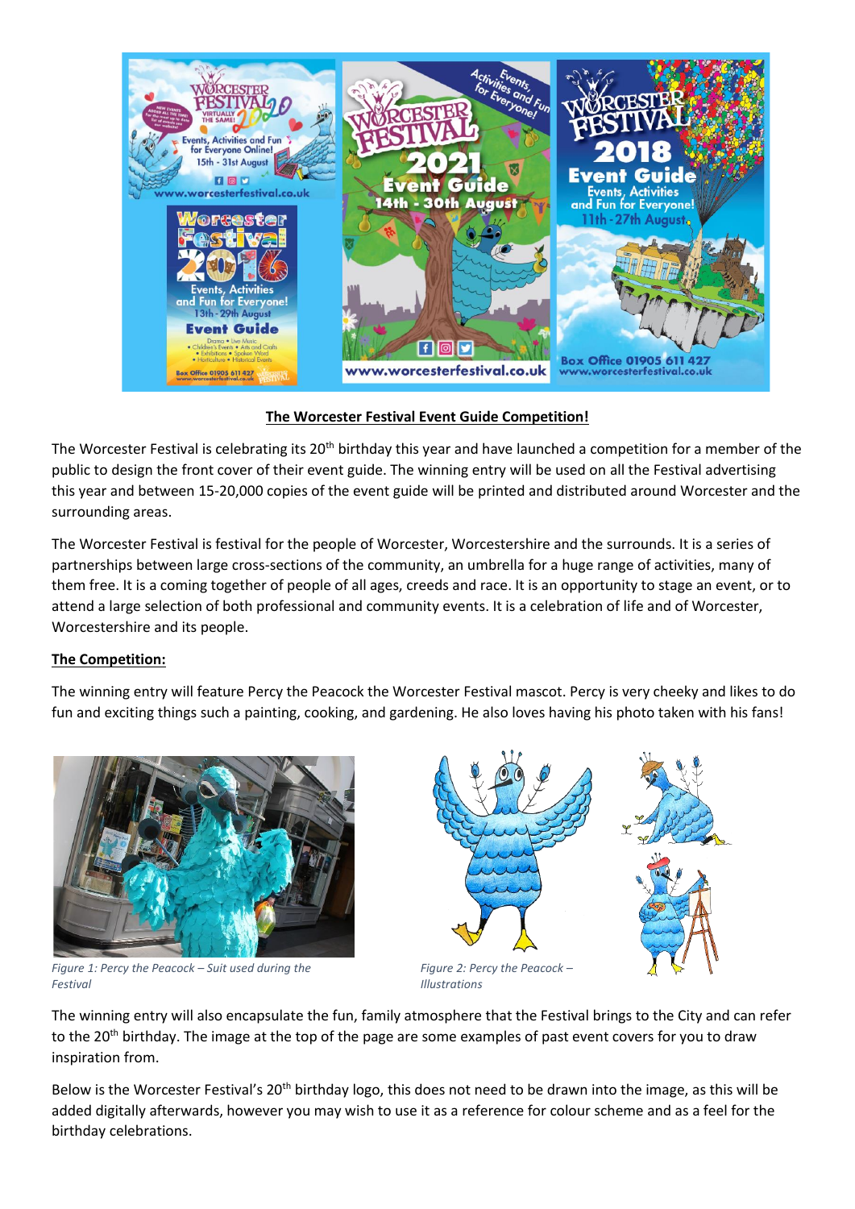**The Worcester Festival Event Guide Competition!**

The Worcester Festival is celebrating its 20th birthday this year and have launched a competition for a member of the public to design the front cover of their event guide. The winning entry will be used on all the Festival advertising this year and between 15-20,000 copies of the event guide will be printed and distributed around Worcester and the surrounding areas.

The Worcester Festival is festival for the people of Worcester, Worcestershire and the surrounds. It is a series of partnerships between large cross-sections of the community, an umbrella for a huge range of activities, many of them free. It is a coming together of people of all ages, creeds and race. It is an opportunity to stage an event, or to attend a large selection of both professional and community events. It is a celebration of life and of Worcester, Worcestershire and its people.

**The Competition:**

The winning entry will feature Percy the Peacock the Worcester Festival mascot. Percy is very cheeky and likes to do fun and exciting things such a painting, cooking, and gardening. He also loves having his photo taken with his fans!

*Figure 1: Percy the Peacock – Suit used during the Festival*

*Figure 2: Percy the Peacock – Illustrations*

The winning entry will also encapsulate the fun, family atmosphere that the Festival brings to the City and can refer to the 20th birthday. The image at the top of the page are some examples of past event covers for you to draw inspiration from.

Below is the Worcester Festival's 20th birthday logo, this does not need to be drawn into the image, as this will be added digitally afterwards, however you may wish to use it as a reference for colour scheme and as a feel for the birthday celebrations.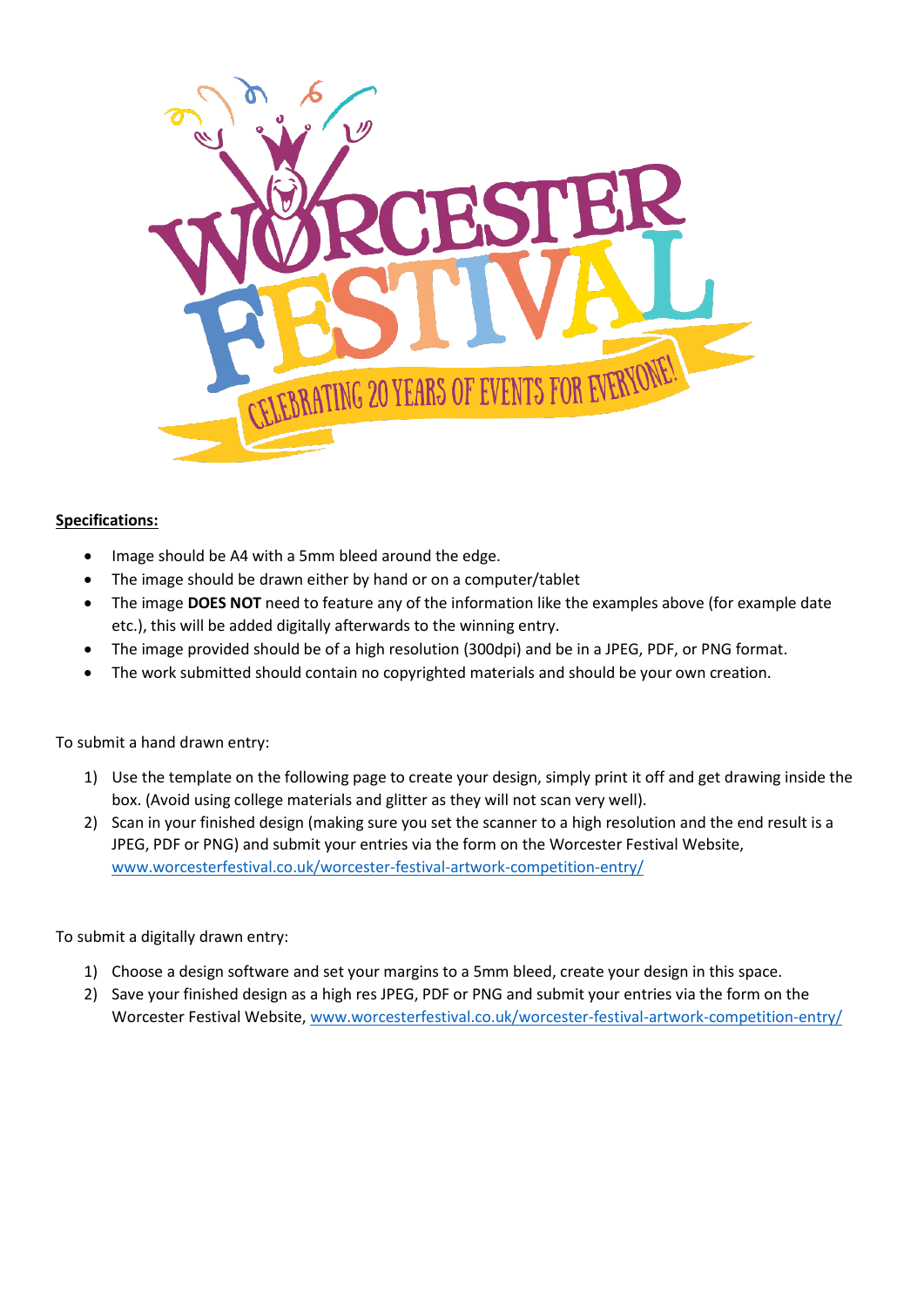**Specifications:**

- Image should be A4 with a 5mm bleed around the edge.
- The image should be drawn either by hand or on a computer/tablet
- The image **DOES NOT** need to feature any of the information like the examples above (for example date etc.), this will be added digitally afterwards to the winning entry.
- The image provided should be of a high resolution (300dpi) and be in a JPEG, PDF, or PNG format.
- The work submitted should contain no copyrighted materials and should be your own creation.

To submit a hand drawn entry:

1) Use the template on the following page to create your design, simply print it off and get drawing inside the box. (Avoid using college materials and glitter as they will not scan very well).
2) Scan in your finished design (making sure you set the scanner to a high resolution and the end result is a JPEG, PDF or PNG) and submit your entries via the form on the Worcester Festival Website, www.worcesterfestival.co.uk/worcester-festival-artwork-competition-entry/

To submit a digitally drawn entry:

1) Choose a design software and set your margins to a 5mm bleed, create your design in this space.
2) Save your finished design as a high res JPEG, PDF or PNG and submit your entries via the form on the Worcester Festival Website, www.worcesterfestival.co.uk/worcester-festival-artwork-competition-entry/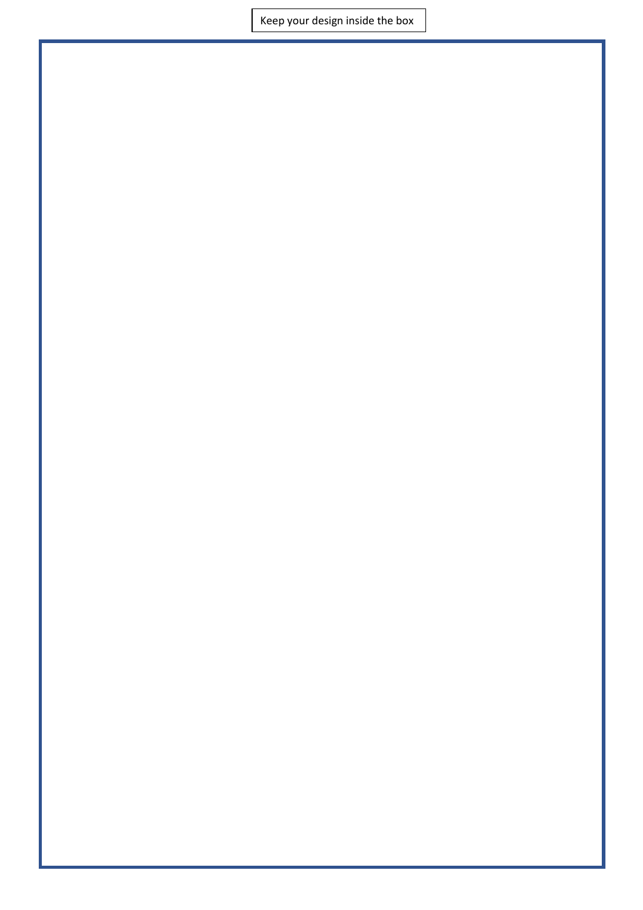Keep your design inside the box